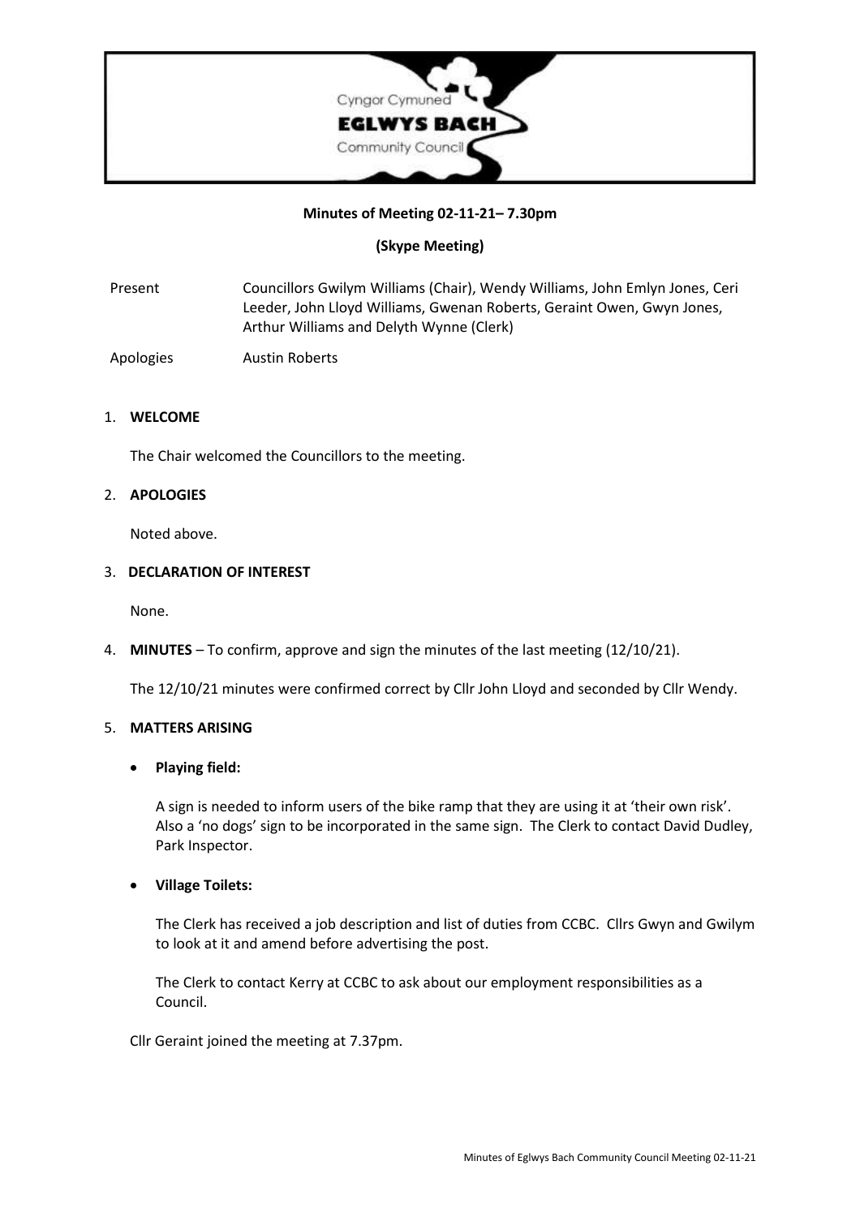Cyngor Cymuned
**EGLWYS BACH**
Community Council

**Minutes of Meeting 02-11-21– 7.30pm**

**(Skype Meeting)**

| | |
|---|---|
| Present | Councillors Gwilym Williams (Chair), Wendy Williams, John Emlyn Jones, Ceri Leeder, John Lloyd Williams, Gwenan Roberts, Geraint Owen, Gwyn Jones, Arthur Williams and Delyth Wynne (Clerk) |
| Apologies | Austin Roberts |

1. **WELCOME**

   The Chair welcomed the Councillors to the meeting.

2. **APOLOGIES**

   Noted above.

3. **DECLARATION OF INTEREST**

   None.

4. **MINUTES** – To confirm, approve and sign the minutes of the last meeting (12/10/21).

   The 12/10/21 minutes were confirmed correct by Cllr John Lloyd and seconded by Cllr Wendy.

5. **MATTERS ARISING**

   - **Playing field:**

     A sign is needed to inform users of the bike ramp that they are using it at 'their own risk'. Also a 'no dogs' sign to be incorporated in the same sign. The Clerk to contact David Dudley, Park Inspector.

   - **Village Toilets:**

     The Clerk has received a job description and list of duties from CCBC. Cllrs Gwyn and Gwilym to look at it and amend before advertising the post.

     The Clerk to contact Kerry at CCBC to ask about our employment responsibilities as a Council.

   Cllr Geraint joined the meeting at 7.37pm.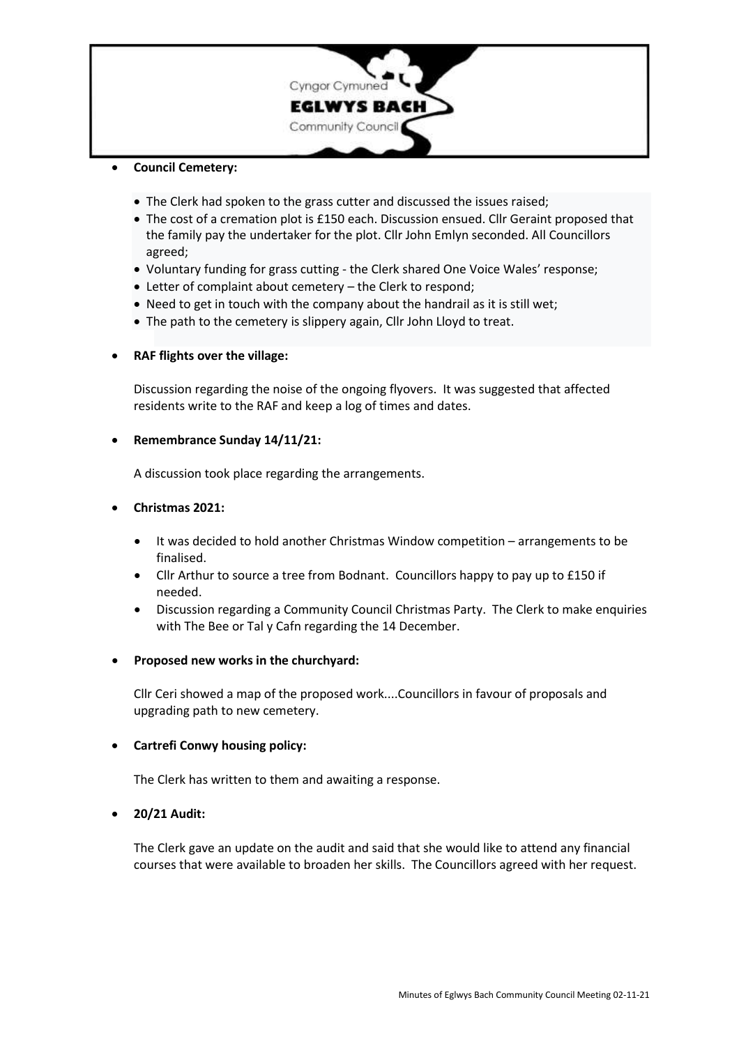- **Council Cemetery:**

  - The Clerk had spoken to the grass cutter and discussed the issues raised;
  - The cost of a cremation plot is £150 each. Discussion ensued. Cllr Geraint proposed that the family pay the undertaker for the plot. Cllr John Emlyn seconded. All Councillors agreed;
  - Voluntary funding for grass cutting - the Clerk shared One Voice Wales' response;
  - Letter of complaint about cemetery – the Clerk to respond;
  - Need to get in touch with the company about the handrail as it is still wet;
  - The path to the cemetery is slippery again, Cllr John Lloyd to treat.

- **RAF flights over the village:**

  Discussion regarding the noise of the ongoing flyovers. It was suggested that affected residents write to the RAF and keep a log of times and dates.

- **Remembrance Sunday 14/11/21:**

  A discussion took place regarding the arrangements.

- **Christmas 2021:**

  - It was decided to hold another Christmas Window competition – arrangements to be finalised.
  - Cllr Arthur to source a tree from Bodnant. Councillors happy to pay up to £150 if needed.
  - Discussion regarding a Community Council Christmas Party. The Clerk to make enquiries with The Bee or Tal y Cafn regarding the 14 December.

- **Proposed new works in the churchyard:**

  Cllr Ceri showed a map of the proposed work....Councillors in favour of proposals and upgrading path to new cemetery.

- **Cartrefi Conwy housing policy:**

  The Clerk has written to them and awaiting a response.

- **20/21 Audit:**

  The Clerk gave an update on the audit and said that she would like to attend any financial courses that were available to broaden her skills. The Councillors agreed with her request.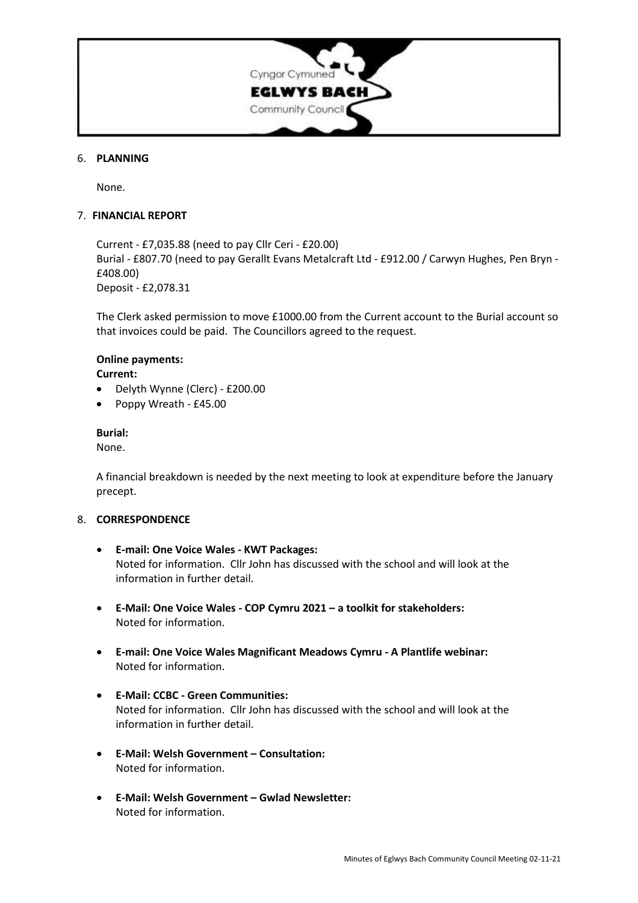6. **PLANNING**

   None.

7. **FINANCIAL REPORT**

   Current - £7,035.88 (need to pay Cllr Ceri - £20.00)
   Burial - £807.70 (need to pay Gerallt Evans Metalcraft Ltd - £912.00 / Carwyn Hughes, Pen Bryn - £408.00)
   Deposit - £2,078.31

   The Clerk asked permission to move £1000.00 from the Current account to the Burial account so that invoices could be paid. The Councillors agreed to the request.

   **Online payments:**
   **Current:**
   - Delyth Wynne (Clerc) - £200.00
   - Poppy Wreath - £45.00

   **Burial:**
   None.

   A financial breakdown is needed by the next meeting to look at expenditure before the January precept.

8. **CORRESPONDENCE**

   - **E-mail: One Voice Wales - KWT Packages:**
     Noted for information. Cllr John has discussed with the school and will look at the information in further detail.

   - **E-Mail: One Voice Wales - COP Cymru 2021 – a toolkit for stakeholders:**
     Noted for information.

   - **E-mail: One Voice Wales Magnificant Meadows Cymru - A Plantlife webinar:**
     Noted for information.

   - **E-Mail: CCBC - Green Communities:**
     Noted for information. Cllr John has discussed with the school and will look at the information in further detail.

   - **E-Mail: Welsh Government – Consultation:**
     Noted for information.

   - **E-Mail: Welsh Government – Gwlad Newsletter:**
     Noted for information.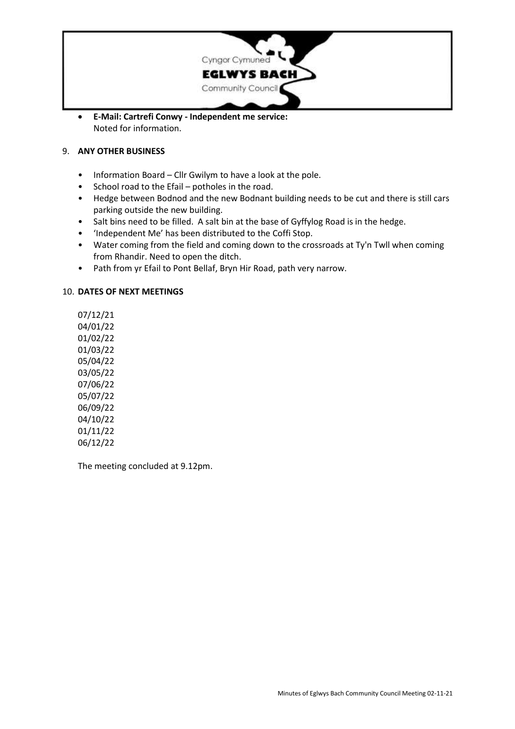- **E-Mail: Cartrefi Conwy - Independent me service:**
  Noted for information.

9. **ANY OTHER BUSINESS**

- Information Board – Cllr Gwilym to have a look at the pole.
- School road to the Efail – potholes in the road.
- Hedge between Bodnod and the new Bodnant building needs to be cut and there is still cars parking outside the new building.
- Salt bins need to be filled. A salt bin at the base of Gyffylog Road is in the hedge.
- 'Independent Me' has been distributed to the Coffi Stop.
- Water coming from the field and coming down to the crossroads at Ty'n Twll when coming from Rhandir. Need to open the ditch.
- Path from yr Efail to Pont Bellaf, Bryn Hir Road, path very narrow.

10. **DATES OF NEXT MEETINGS**

07/12/21
04/01/22
01/02/22
01/03/22
05/04/22
03/05/22
07/06/22
05/07/22
06/09/22
04/10/22
01/11/22
06/12/22

The meeting concluded at 9.12pm.